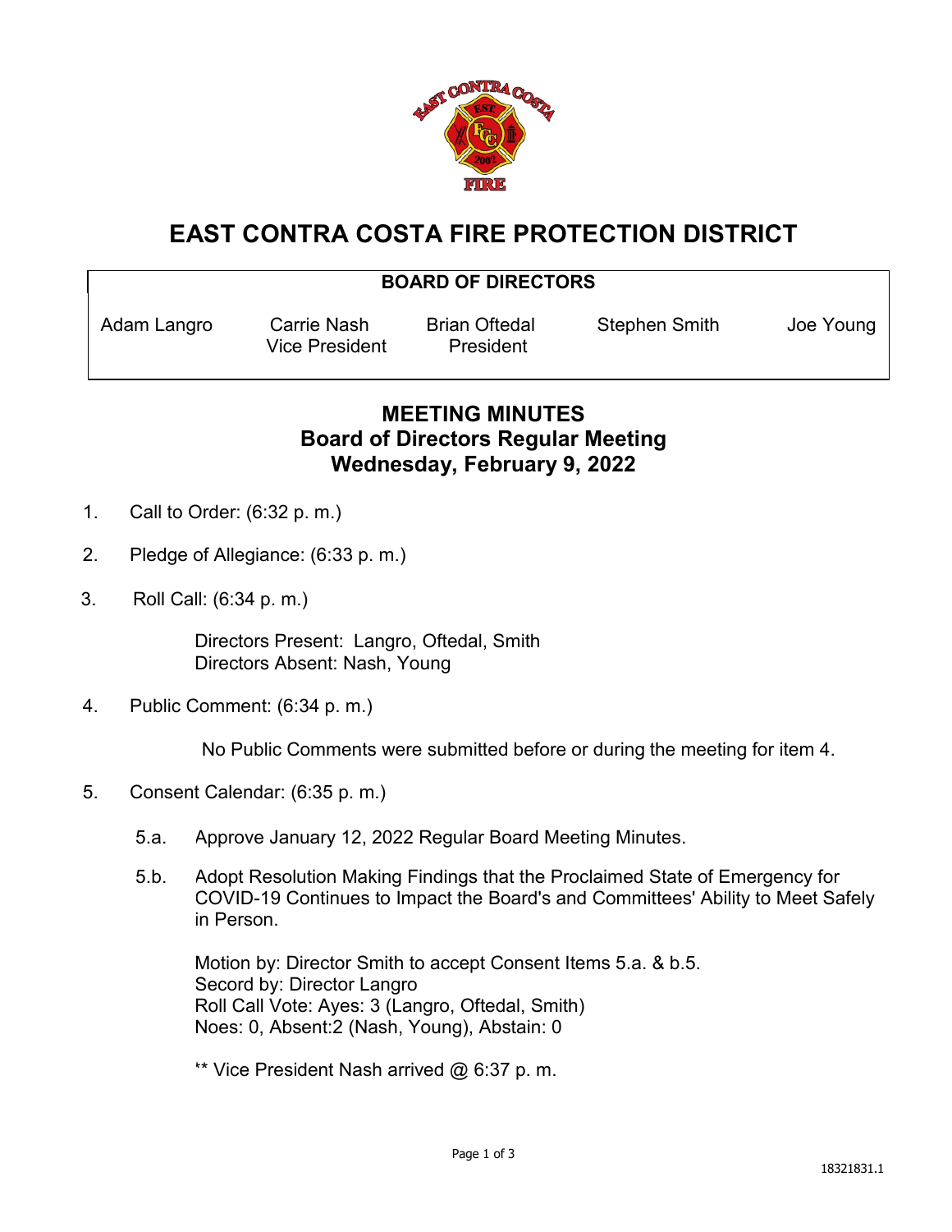# EAST CONTRA COSTA FIRE PROTECTION DISTRICT

| BOARD OF DIRECTORS | | | | |
|---|---|---|---|---|
| Adam Langro | Carrie Nash<br>Vice President | Brian Oftedal<br>President | Stephen Smith | Joe Young |

## MEETING MINUTES
## Board of Directors Regular Meeting
## Wednesday, February 9, 2022

1. Call to Order: (6:32 p. m.)

2. Pledge of Allegiance: (6:33 p. m.)

3. Roll Call: (6:34 p. m.)

   Directors Present: Langro, Oftedal, Smith
   Directors Absent: Nash, Young

4. Public Comment: (6:34 p. m.)

   No Public Comments were submitted before or during the meeting for item 4.

5. Consent Calendar: (6:35 p. m.)

   5.a. Approve January 12, 2022 Regular Board Meeting Minutes.

   5.b. Adopt Resolution Making Findings that the Proclaimed State of Emergency for COVID-19 Continues to Impact the Board's and Committees' Ability to Meet Safely in Person.

   Motion by: Director Smith to accept Consent Items 5.a. & b.5.
   Secord by: Director Langro
   Roll Call Vote: Ayes: 3 (Langro, Oftedal, Smith)
   Noes: 0, Absent:2 (Nash, Young), Abstain: 0

   ** Vice President Nash arrived @ 6:37 p. m.

18321831.1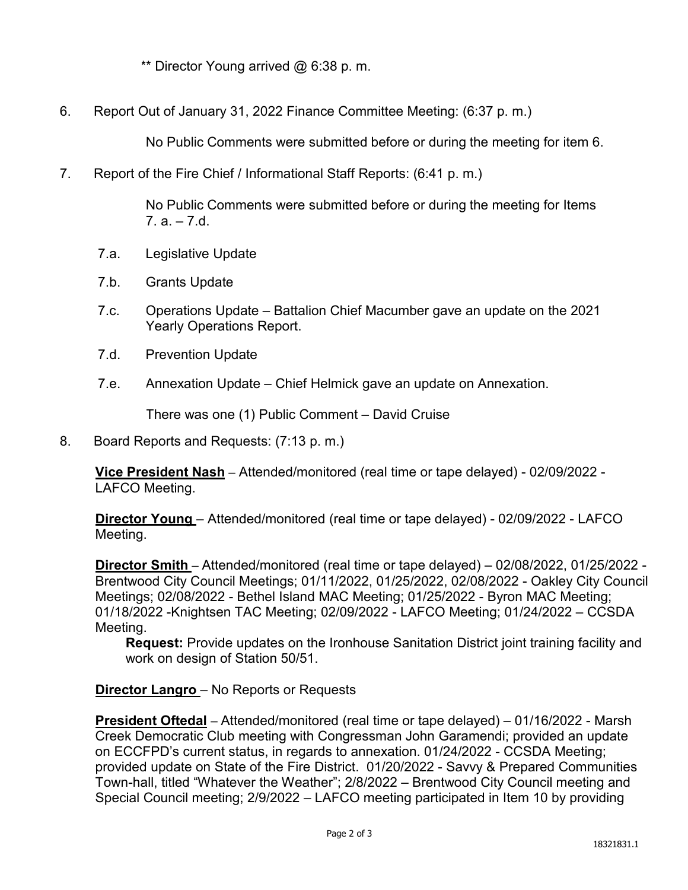** Director Young arrived @ 6:38 p. m.

6. Report Out of January 31, 2022 Finance Committee Meeting: (6:37 p. m.)

   No Public Comments were submitted before or during the meeting for item 6.

7. Report of the Fire Chief / Informational Staff Reports: (6:41 p. m.)

   No Public Comments were submitted before or during the meeting for Items 7. a. – 7.d.

   7.a. Legislative Update

   7.b. Grants Update

   7.c. Operations Update – Battalion Chief Macumber gave an update on the 2021 Yearly Operations Report.

   7.d. Prevention Update

   7.e. Annexation Update – Chief Helmick gave an update on Annexation.

   There was one (1) Public Comment – David Cruise

8. Board Reports and Requests: (7:13 p. m.)

   **Vice President Nash** – Attended/monitored (real time or tape delayed) - 02/09/2022 - LAFCO Meeting.

   **Director Young** – Attended/monitored (real time or tape delayed) - 02/09/2022 - LAFCO Meeting.

   **Director Smith** – Attended/monitored (real time or tape delayed) – 02/08/2022, 01/25/2022 - Brentwood City Council Meetings; 01/11/2022, 01/25/2022, 02/08/2022 - Oakley City Council Meetings; 02/08/2022 - Bethel Island MAC Meeting; 01/25/2022 - Byron MAC Meeting; 01/18/2022 -Knightsen TAC Meeting; 02/09/2022 - LAFCO Meeting; 01/24/2022 – CCSDA Meeting.

   **Request:** Provide updates on the Ironhouse Sanitation District joint training facility and work on design of Station 50/51.

   **Director Langro** – No Reports or Requests

   **President Oftedal** – Attended/monitored (real time or tape delayed) – 01/16/2022 - Marsh Creek Democratic Club meeting with Congressman John Garamendi; provided an update on ECCFPD's current status, in regards to annexation. 01/24/2022 - CCSDA Meeting; provided update on State of the Fire District. 01/20/2022 - Savvy & Prepared Communities Town-hall, titled "Whatever the Weather"; 2/8/2022 – Brentwood City Council meeting and Special Council meeting; 2/9/2022 – LAFCO meeting participated in Item 10 by providing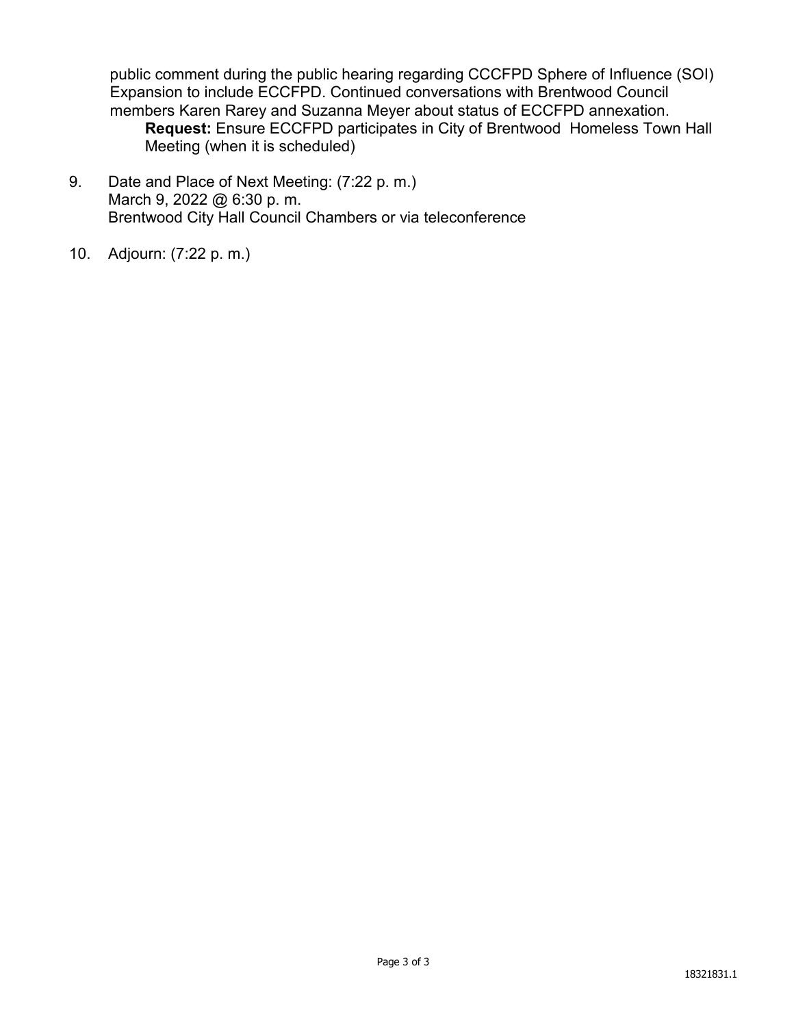public comment during the public hearing regarding CCCFPD Sphere of Influence (SOI) Expansion to include ECCFPD. Continued conversations with Brentwood Council members Karen Rarey and Suzanna Meyer about status of ECCFPD annexation.

**Request:** Ensure ECCFPD participates in City of Brentwood Homeless Town Hall Meeting (when it is scheduled)

9. Date and Place of Next Meeting: (7:22 p. m.)
   March 9, 2022 @ 6:30 p. m.
   Brentwood City Hall Council Chambers or via teleconference

10. Adjourn: (7:22 p. m.)

18321831.1